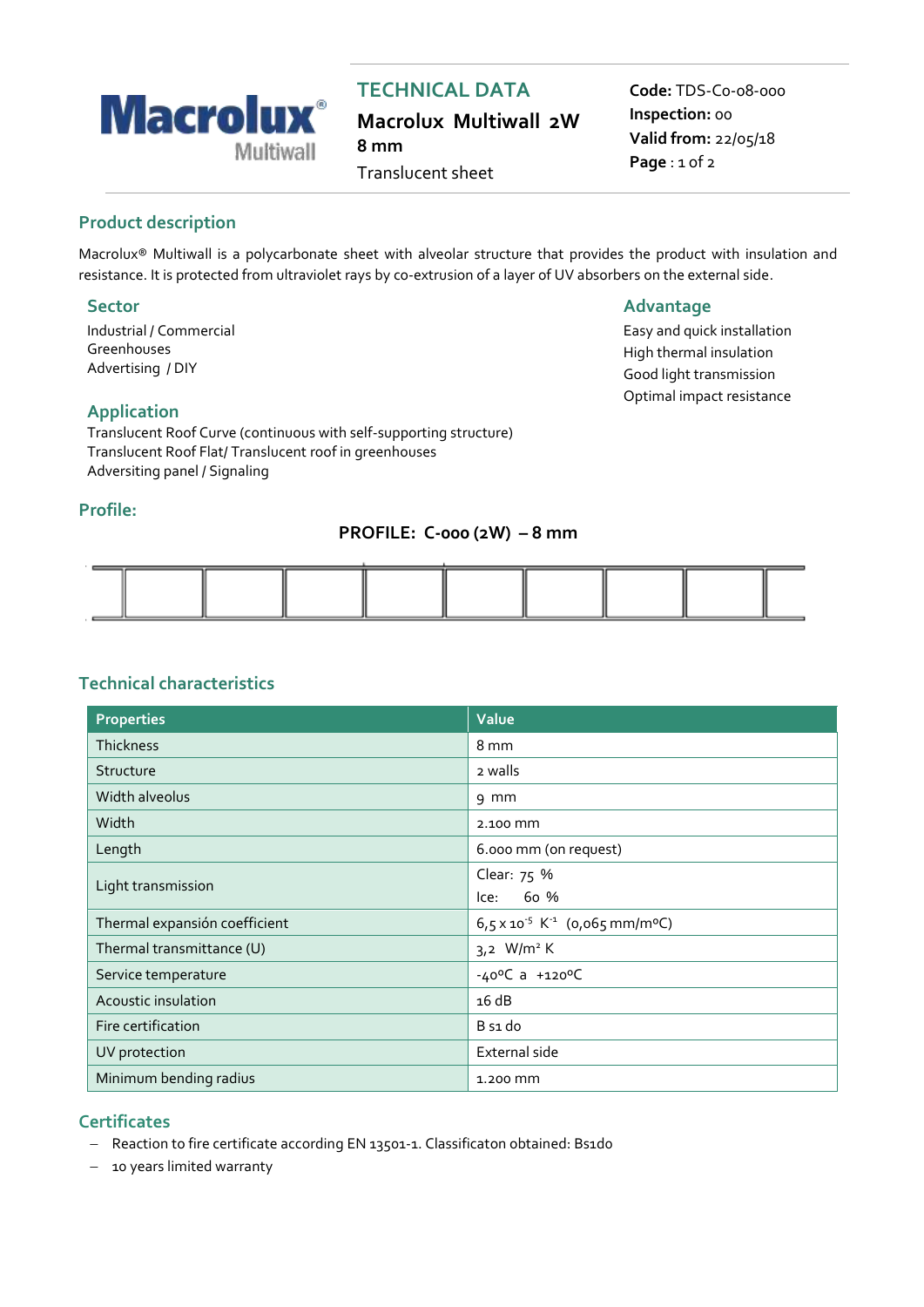# TECHNICAL DATA

**Macrolux Multiwall 2W**
**8 mm**
Translucent sheet

**Code:** TDS-Co-08-000
**Inspection:** 00
**Valid from:** 22/05/18

## Product description

Macrolux® Multiwall is a polycarbonate sheet with alveolar structure that provides the product with insulation and resistance. It is protected from ultraviolet rays by co-extrusion of a layer of UV absorbers on the external side.

### Sector

Industrial / Commercial
Greenhouses
Advertising / DIY

### Advantage

Easy and quick installation
High thermal insulation
Good light transmission
Optimal impact resistance

### Application

Translucent Roof Curve (continuous with self-supporting structure)
Translucent Roof Flat/ Translucent roof in greenhouses
Adversiting panel / Signaling

## Profile:

**PROFILE: C-000 (2W) – 8 mm**

## Technical characteristics

| Properties | Value |
|---|---|
| Thickness | 8 mm |
| Structure | 2 walls |
| Width alveolus | 9 mm |
| Width | 2.100 mm |
| Length | 6.000 mm (on request) |
| Light transmission | Clear: 75 %<br>Ice: 60 % |
| Thermal expansión coefficient | $6,5 \times 10^{-5}$ $K^{-1}$ (0,065 mm/mºC) |
| Thermal transmittance (U) | 3,2 $W/m^2$ K |
| Service temperature | -40ºC a +120ºC |
| Acoustic insulation | 16 dB |
| Fire certification | B s1 d0 |
| UV protection | External side |
| Minimum bending radius | 1.200 mm |

## Certificates

- Reaction to fire certificate according EN 13501-1. Classificaton obtained: Bs1d0
- 10 years limited warranty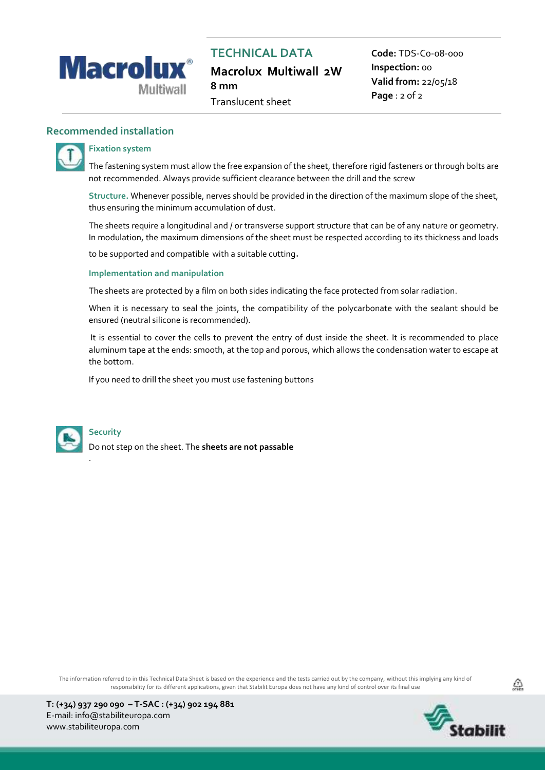## Recommended installation

### Fixation system

The fastening system must allow the free expansion of the sheet, therefore rigid fasteners or through bolts are not recommended. Always provide sufficient clearance between the drill and the screw

**Structure.** Whenever possible, nerves should be provided in the direction of the maximum slope of the sheet, thus ensuring the minimum accumulation of dust.

The sheets require a longitudinal and / or transverse support structure that can be of any nature or geometry. In modulation, the maximum dimensions of the sheet must be respected according to its thickness and loads to be supported and compatible with a suitable cutting.

### Implementation and manipulation

The sheets are protected by a film on both sides indicating the face protected from solar radiation.

When it is necessary to seal the joints, the compatibility of the polycarbonate with the sealant should be ensured (neutral silicone is recommended).

It is essential to cover the cells to prevent the entry of dust inside the sheet. It is recommended to place aluminum tape at the ends: smooth, at the top and porous, which allows the condensation water to escape at the bottom.

If you need to drill the sheet you must use fastening buttons

### Security

Do not step on the sheet. The **sheets are not passable**

.

The information referred to in this Technical Data Sheet is based on the experience and the tests carried out by the company, without this implying any kind of responsibility for its different applications, given that Stabilit Europa does not have any kind of control over its final use

**T: (+34) 937 290 090 – T-SAC : (+34) 902 194 881**
E-mail: info@stabiliteuropa.com
www.stabiliteuropa.com